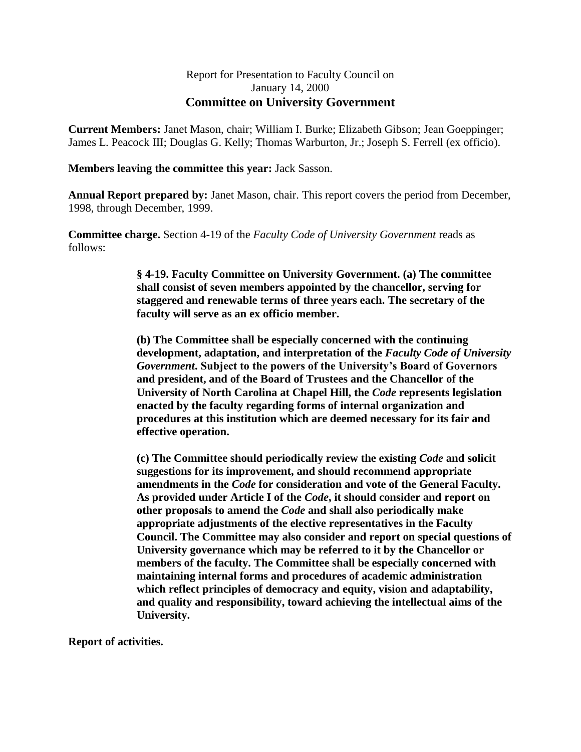Report for Presentation to Faculty Council on
January 14, 2000

# Committee on University Government

**Current Members:** Janet Mason, chair; William I. Burke; Elizabeth Gibson; Jean Goeppinger; James L. Peacock III; Douglas G. Kelly; Thomas Warburton, Jr.; Joseph S. Ferrell (ex officio).

**Members leaving the committee this year:** Jack Sasson.

**Annual Report prepared by:** Janet Mason, chair. This report covers the period from December, 1998, through December, 1999.

**Committee charge.** Section 4-19 of the *Faculty Code of University Government* reads as follows:

> **§ 4-19. Faculty Committee on University Government. (a) The committee shall consist of seven members appointed by the chancellor, serving for staggered and renewable terms of three years each. The secretary of the faculty will serve as an ex officio member.**
>
> **(b) The Committee shall be especially concerned with the continuing development, adaptation, and interpretation of the *Faculty Code of University Government*. Subject to the powers of the University's Board of Governors and president, and of the Board of Trustees and the Chancellor of the University of North Carolina at Chapel Hill, the *Code* represents legislation enacted by the faculty regarding forms of internal organization and procedures at this institution which are deemed necessary for its fair and effective operation.**
>
> **(c) The Committee should periodically review the existing *Code* and solicit suggestions for its improvement, and should recommend appropriate amendments in the *Code* for consideration and vote of the General Faculty. As provided under Article I of the *Code*, it should consider and report on other proposals to amend the *Code* and shall also periodically make appropriate adjustments of the elective representatives in the Faculty Council. The Committee may also consider and report on special questions of University governance which may be referred to it by the Chancellor or members of the faculty. The Committee shall be especially concerned with maintaining internal forms and procedures of academic administration which reflect principles of democracy and equity, vision and adaptability, and quality and responsibility, toward achieving the intellectual aims of the University.**

**Report of activities.**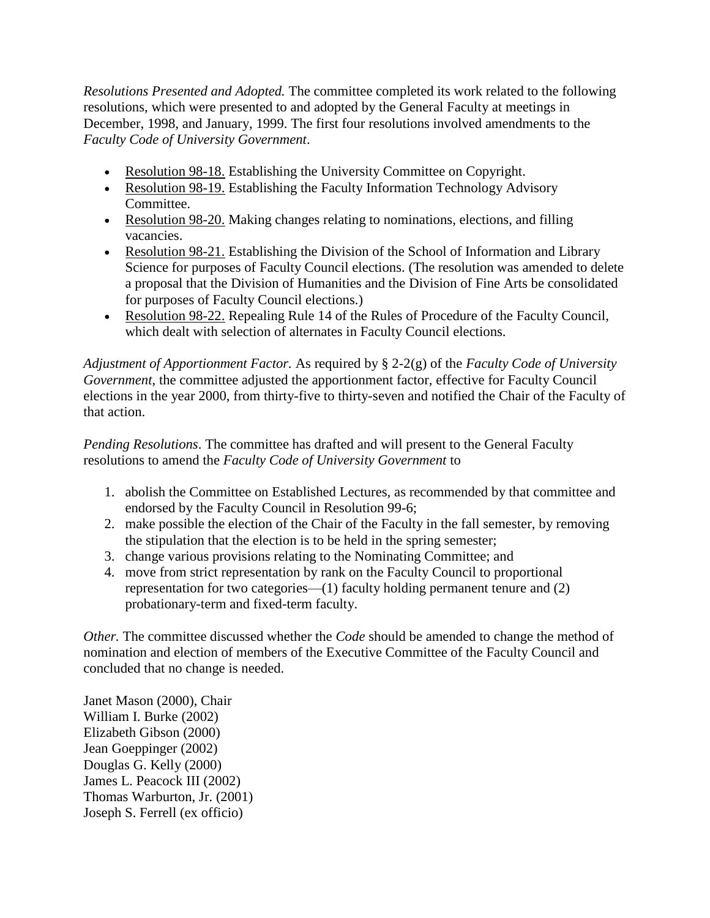*Resolutions Presented and Adopted.* The committee completed its work related to the following resolutions, which were presented to and adopted by the General Faculty at meetings in December, 1998, and January, 1999. The first four resolutions involved amendments to the *Faculty Code of University Government*.

- Resolution 98-18. Establishing the University Committee on Copyright.
- Resolution 98-19. Establishing the Faculty Information Technology Advisory Committee.
- Resolution 98-20. Making changes relating to nominations, elections, and filling vacancies.
- Resolution 98-21. Establishing the Division of the School of Information and Library Science for purposes of Faculty Council elections. (The resolution was amended to delete a proposal that the Division of Humanities and the Division of Fine Arts be consolidated for purposes of Faculty Council elections.)
- Resolution 98-22. Repealing Rule 14 of the Rules of Procedure of the Faculty Council, which dealt with selection of alternates in Faculty Council elections.

*Adjustment of Apportionment Factor.* As required by § 2-2(g) of the *Faculty Code of University Government*, the committee adjusted the apportionment factor, effective for Faculty Council elections in the year 2000, from thirty-five to thirty-seven and notified the Chair of the Faculty of that action.

*Pending Resolutions*. The committee has drafted and will present to the General Faculty resolutions to amend the *Faculty Code of University Government* to

1. abolish the Committee on Established Lectures, as recommended by that committee and endorsed by the Faculty Council in Resolution 99-6;
2. make possible the election of the Chair of the Faculty in the fall semester, by removing the stipulation that the election is to be held in the spring semester;
3. change various provisions relating to the Nominating Committee; and
4. move from strict representation by rank on the Faculty Council to proportional representation for two categories—(1) faculty holding permanent tenure and (2) probationary-term and fixed-term faculty.

*Other.* The committee discussed whether the *Code* should be amended to change the method of nomination and election of members of the Executive Committee of the Faculty Council and concluded that no change is needed.

Janet Mason (2000), Chair
William I. Burke (2002)
Elizabeth Gibson (2000)
Jean Goeppinger (2002)
Douglas G. Kelly (2000)
James L. Peacock III (2002)
Thomas Warburton, Jr. (2001)
Joseph S. Ferrell (ex officio)